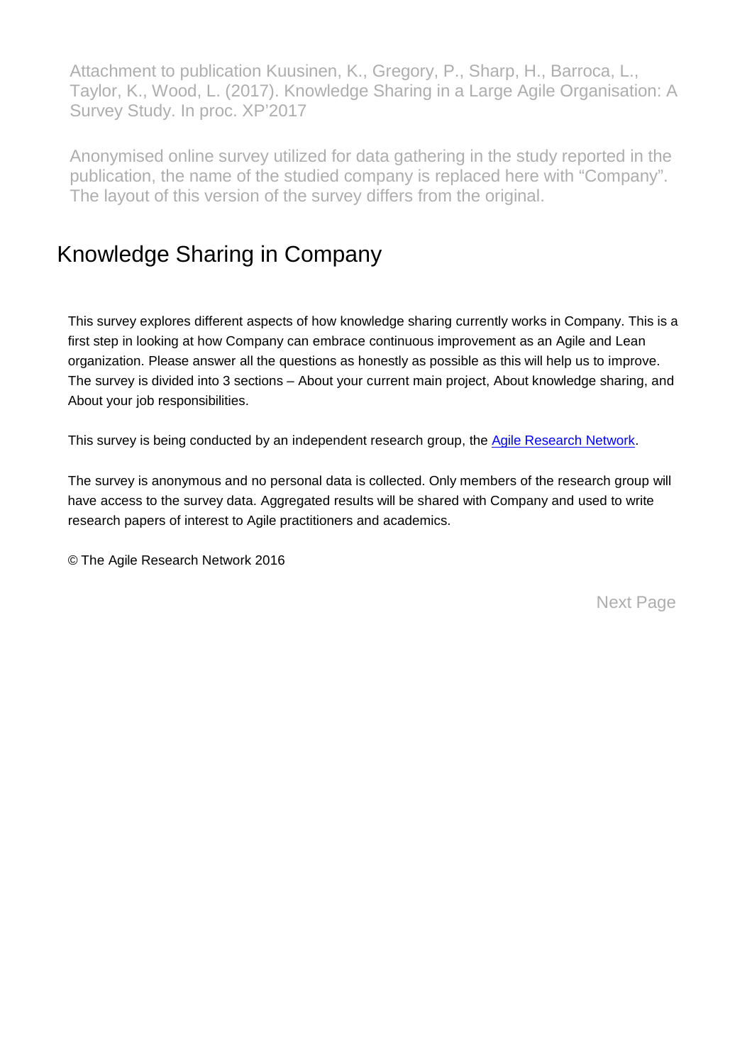Attachment to publication Kuusinen, K., Gregory, P., Sharp, H., Barroca, L., Taylor, K., Wood, L. (2017). Knowledge Sharing in a Large Agile Organisation: A Survey Study. In proc. XP'2017

Anonymised online survey utilized for data gathering in the study reported in the publication, the name of the studied company is replaced here with "Company". The layout of this version of the survey differs from the original.

# Knowledge Sharing in Company

This survey explores different aspects of how knowledge sharing currently works in Company. This is a first step in looking at how Company can embrace continuous improvement as an Agile and Lean organization. Please answer all the questions as honestly as possible as this will help us to improve. The survey is divided into 3 sections – About your current main project, About knowledge sharing, and About your job responsibilities.

This survey is being conducted by an independent research group, the Agile Research Network.

The survey is anonymous and no personal data is collected. Only members of the research group will have access to the survey data. Aggregated results will be shared with Company and used to write research papers of interest to Agile practitioners and academics.

© The Agile Research Network 2016

Next Page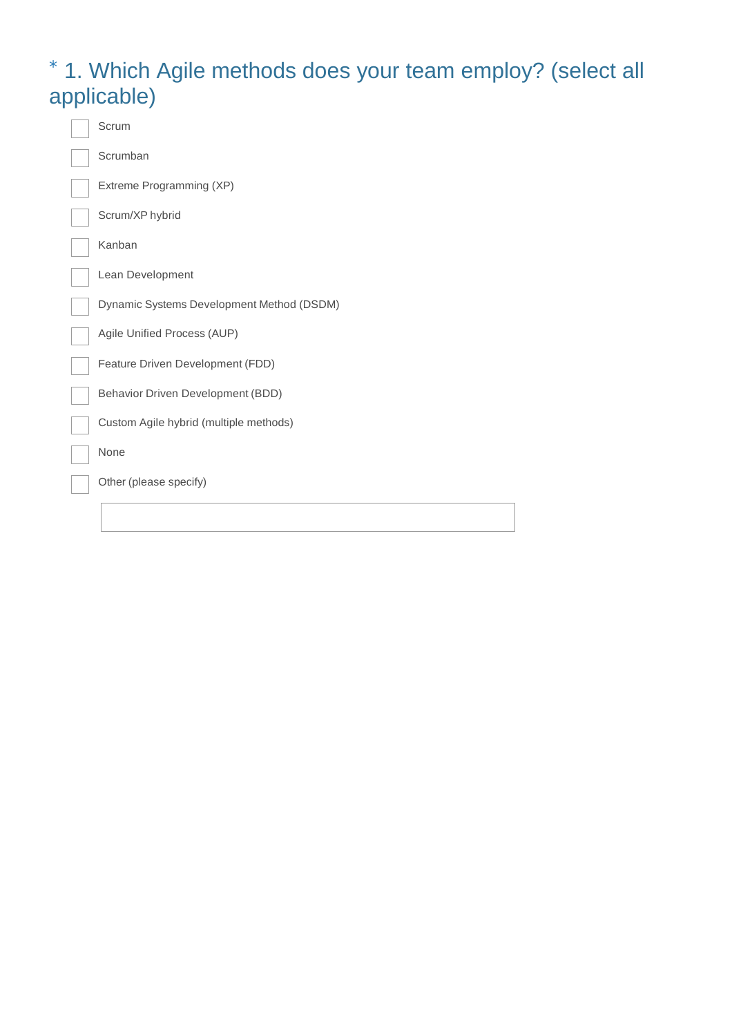## * 1. Which Agile methods does your team employ? (select all applicable)

- [ ] Scrum
- [ ] Scrumban
- [ ] Extreme Programming (XP)
- [ ] Scrum/XP hybrid
- [ ] Kanban
- [ ] Lean Development
- [ ] Dynamic Systems Development Method (DSDM)
- [ ] Agile Unified Process (AUP)
- [ ] Feature Driven Development (FDD)
- [ ] Behavior Driven Development (BDD)
- [ ] Custom Agile hybrid (multiple methods)
- [ ] None
- [ ] Other (please specify)

______________________________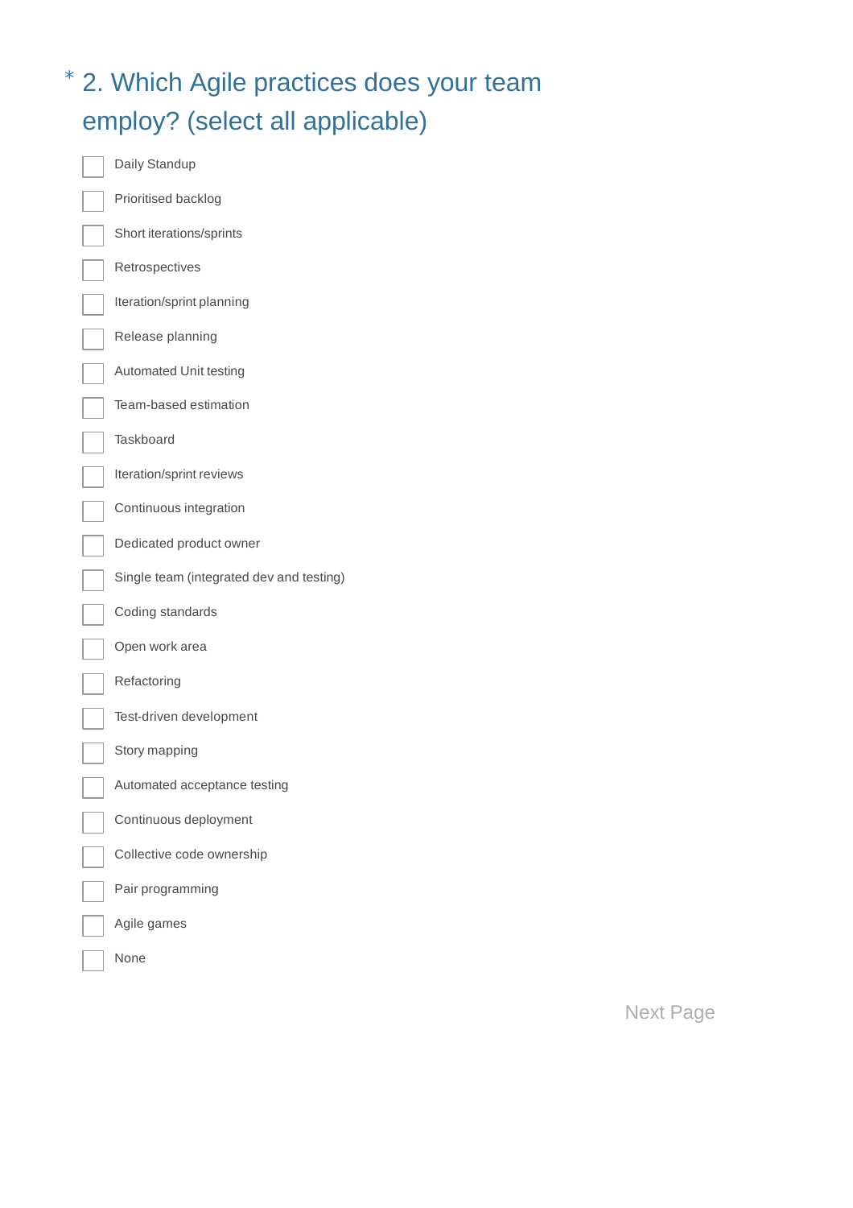## * 2. Which Agile practices does your team employ? (select all applicable)

- [ ] Daily Standup
- [ ] Prioritised backlog
- [ ] Short iterations/sprints
- [ ] Retrospectives
- [ ] Iteration/sprint planning
- [ ] Release planning
- [ ] Automated Unit testing
- [ ] Team-based estimation
- [ ] Taskboard
- [ ] Iteration/sprint reviews
- [ ] Continuous integration
- [ ] Dedicated product owner
- [ ] Single team (integrated dev and testing)
- [ ] Coding standards
- [ ] Open work area
- [ ] Refactoring
- [ ] Test-driven development
- [ ] Story mapping
- [ ] Automated acceptance testing
- [ ] Continuous deployment
- [ ] Collective code ownership
- [ ] Pair programming
- [ ] Agile games
- [ ] None

Next Page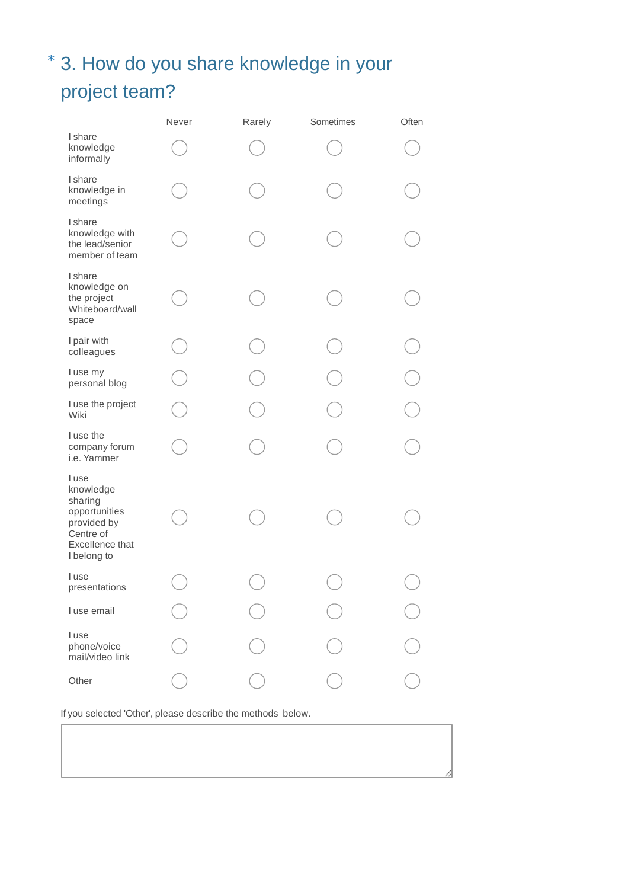## * 3. How do you share knowledge in your project team?

| | Never | Rarely | Sometimes | Often |
|---|---|---|---|---|
| I share knowledge informally | ◯ | ◯ | ◯ | ◯ |
| I share knowledge in meetings | ◯ | ◯ | ◯ | ◯ |
| I share knowledge with the lead/senior member of team | ◯ | ◯ | ◯ | ◯ |
| I share knowledge on the project Whiteboard/wall space | ◯ | ◯ | ◯ | ◯ |
| I pair with colleagues | ◯ | ◯ | ◯ | ◯ |
| I use my personal blog | ◯ | ◯ | ◯ | ◯ |
| I use the project Wiki | ◯ | ◯ | ◯ | ◯ |
| I use the company forum i.e. Yammer | ◯ | ◯ | ◯ | ◯ |
| I use knowledge sharing opportunities provided by Centre of Excellence that I belong to | ◯ | ◯ | ◯ | ◯ |
| I use presentations | ◯ | ◯ | ◯ | ◯ |
| I use email | ◯ | ◯ | ◯ | ◯ |
| I use phone/voice mail/video link | ◯ | ◯ | ◯ | ◯ |
| Other | ◯ | ◯ | ◯ | ◯ |

If you selected 'Other', please describe the methods below.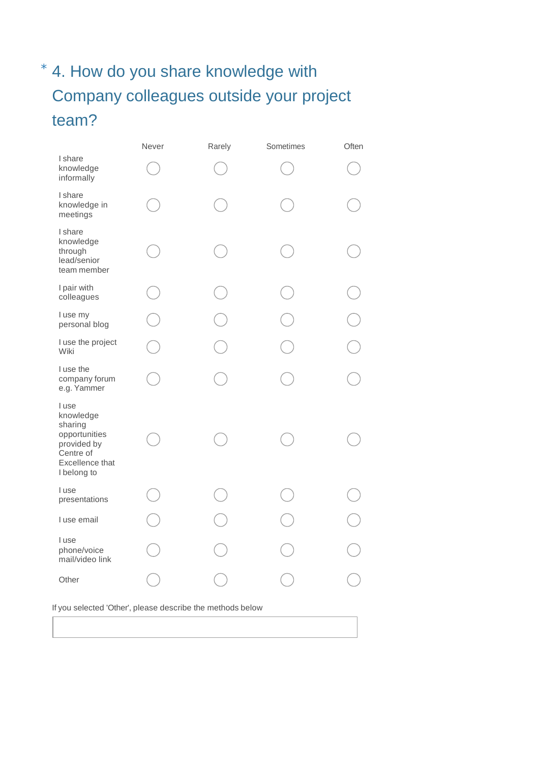## * 4. How do you share knowledge with Company colleagues outside your project team?

| | Never | Rarely | Sometimes | Often |
|---|---|---|---|---|
| I share knowledge informally | ◯ | ◯ | ◯ | ◯ |
| I share knowledge in meetings | ◯ | ◯ | ◯ | ◯ |
| I share knowledge through lead/senior team member | ◯ | ◯ | ◯ | ◯ |
| I pair with colleagues | ◯ | ◯ | ◯ | ◯ |
| I use my personal blog | ◯ | ◯ | ◯ | ◯ |
| I use the project Wiki | ◯ | ◯ | ◯ | ◯ |
| I use the company forum e.g. Yammer | ◯ | ◯ | ◯ | ◯ |
| I use knowledge sharing opportunities provided by Centre of Excellence that I belong to | ◯ | ◯ | ◯ | ◯ |
| I use presentations | ◯ | ◯ | ◯ | ◯ |
| I use email | ◯ | ◯ | ◯ | ◯ |
| I use phone/voice mail/video link | ◯ | ◯ | ◯ | ◯ |
| Other | ◯ | ◯ | ◯ | ◯ |

If you selected 'Other', please describe the methods below

[                                                  ]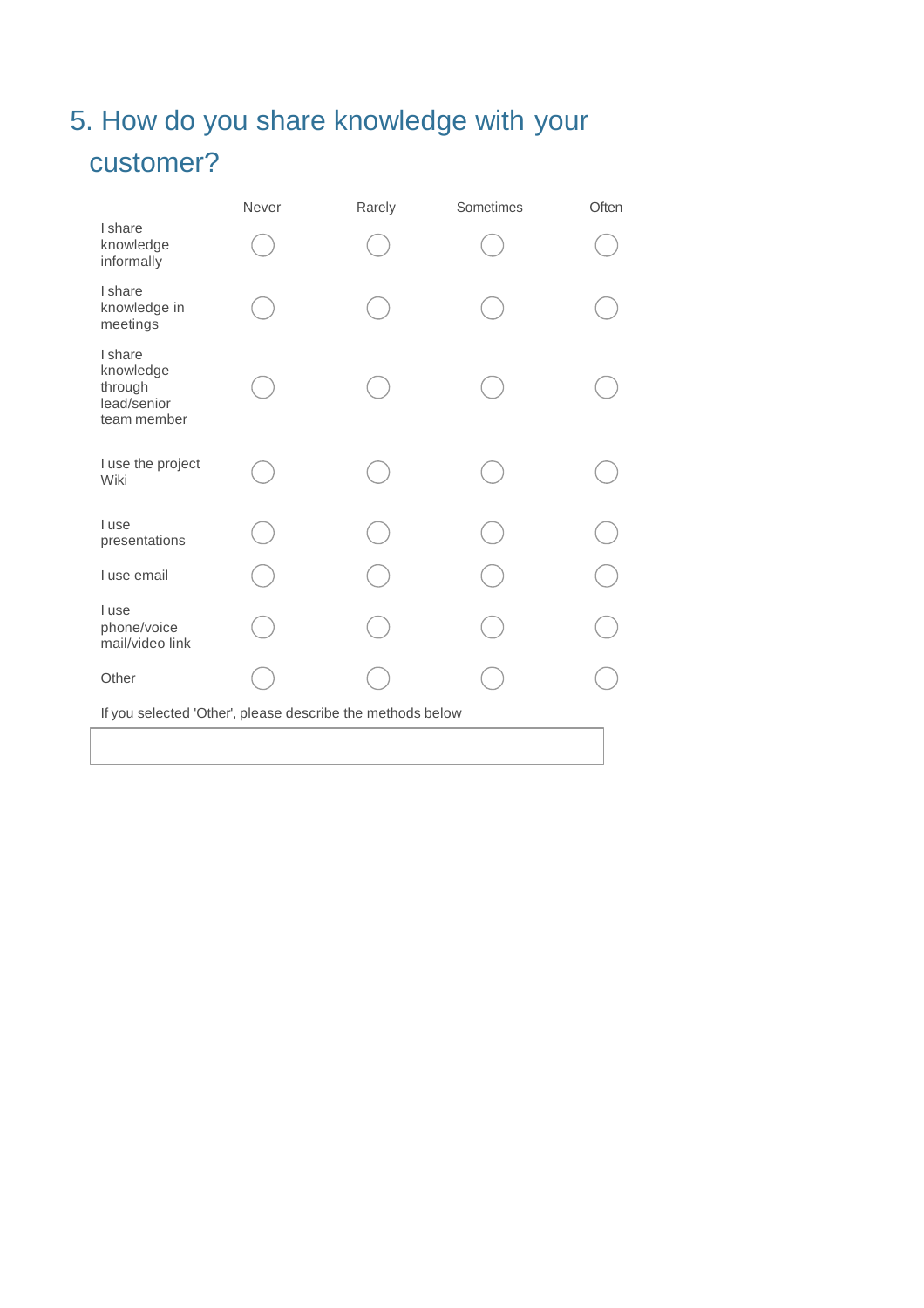## 5. How do you share knowledge with your customer?

| | Never | Rarely | Sometimes | Often |
|---|---|---|---|---|
| I share knowledge informally | ◯ | ◯ | ◯ | ◯ |
| I share knowledge in meetings | ◯ | ◯ | ◯ | ◯ |
| I share knowledge through lead/senior team member | ◯ | ◯ | ◯ | ◯ |
| I use the project Wiki | ◯ | ◯ | ◯ | ◯ |
| I use presentations | ◯ | ◯ | ◯ | ◯ |
| I use email | ◯ | ◯ | ◯ | ◯ |
| I use phone/voice mail/video link | ◯ | ◯ | ◯ | ◯ |
| Other | ◯ | ◯ | ◯ | ◯ |

If you selected 'Other', please describe the methods below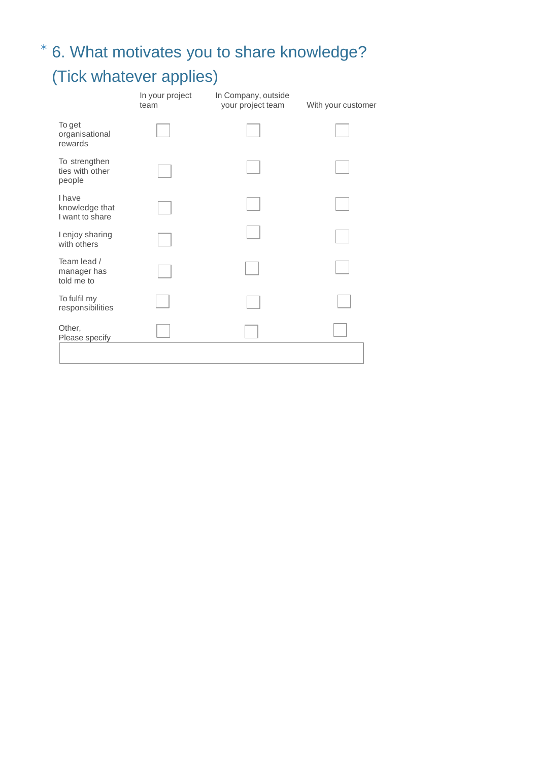## * 6. What motivates you to share knowledge? (Tick whatever applies)

| | In your project team | In Company, outside your project team | With your customer |
|---|---|---|---|
| To get organisational rewards | ☐ | ☐ | ☐ |
| To strengthen ties with other people | ☐ | ☐ | ☐ |
| I have knowledge that I want to share | ☐ | ☐ | ☐ |
| I enjoy sharing with others | ☐ | ☐ | ☐ |
| Team lead / manager has told me to | ☐ | ☐ | ☐ |
| To fulfil my responsibilities | ☐ | ☐ | ☐ |
| Other, Please specify | ☐ | ☐ | ☐ |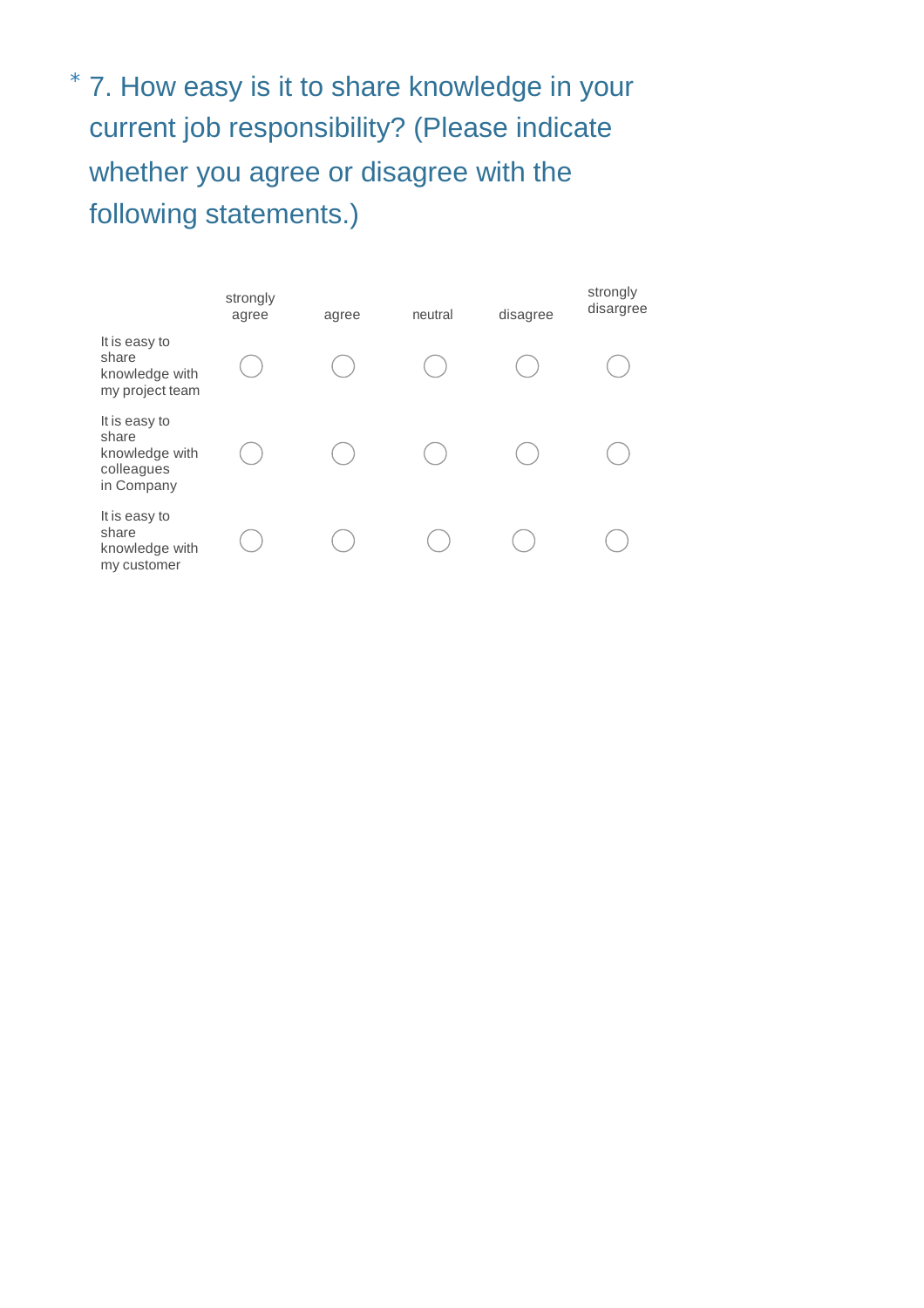\* 7. How easy is it to share knowledge in your current job responsibility? (Please indicate whether you agree or disagree with the following statements.)

| | strongly agree | agree | neutral | disagree | strongly disargree |
|---|---|---|---|---|---|
| It is easy to share knowledge with my project team | ◯ | ◯ | ◯ | ◯ | ◯ |
| It is easy to share knowledge with colleagues in Company | ◯ | ◯ | ◯ | ◯ | ◯ |
| It is easy to share knowledge with my customer | ◯ | ◯ | ◯ | ◯ | ◯ |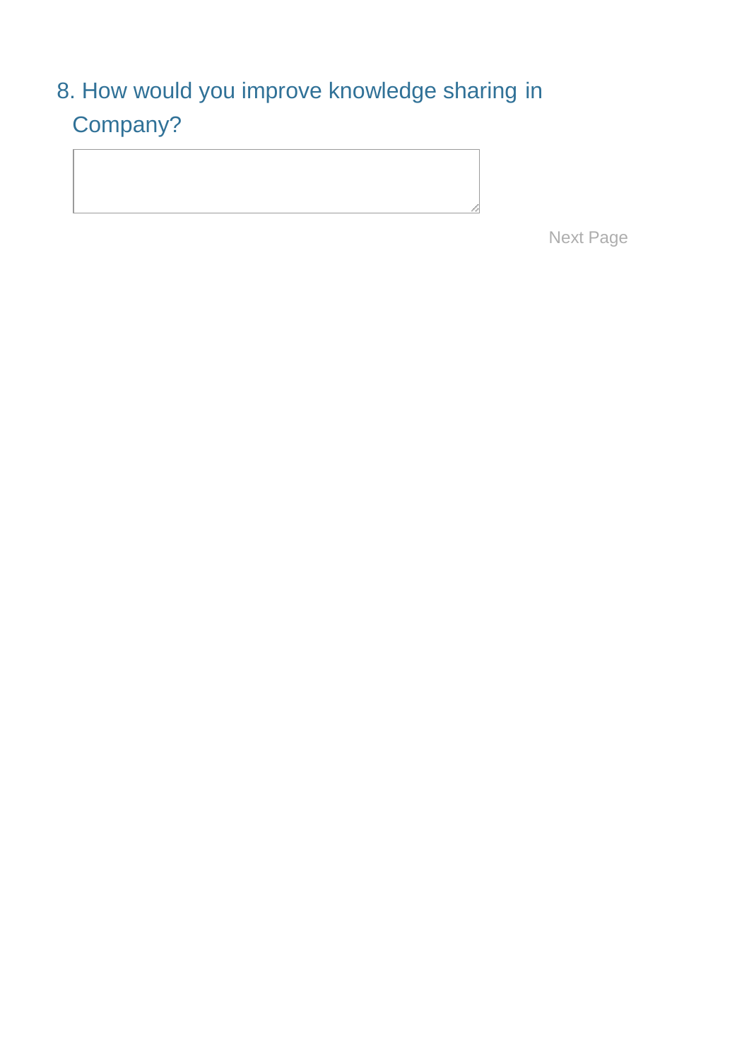8. How would you improve knowledge sharing in Company?

Next Page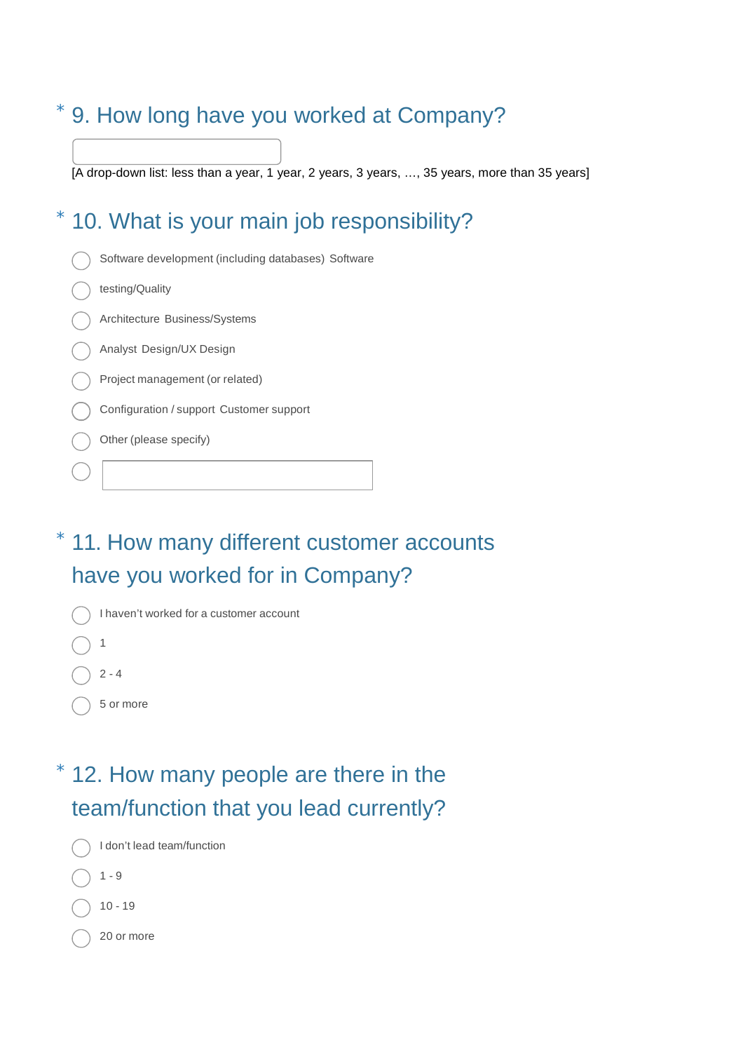## * 9. How long have you worked at Company?

[A drop-down list: less than a year, 1 year, 2 years, 3 years, …, 35 years, more than 35 years]

## * 10. What is your main job responsibility?

- Software development (including databases) Software
- testing/Quality
- Architecture Business/Systems
- Analyst Design/UX Design
- Project management (or related)
- Configuration / support Customer support
- Other (please specify)
- 

## * 11. How many different customer accounts have you worked for in Company?

- I haven't worked for a customer account
- 1
- 2 - 4
- 5 or more

## * 12. How many people are there in the team/function that you lead currently?

- I don't lead team/function
- 1 - 9
- 10 - 19
- 20 or more